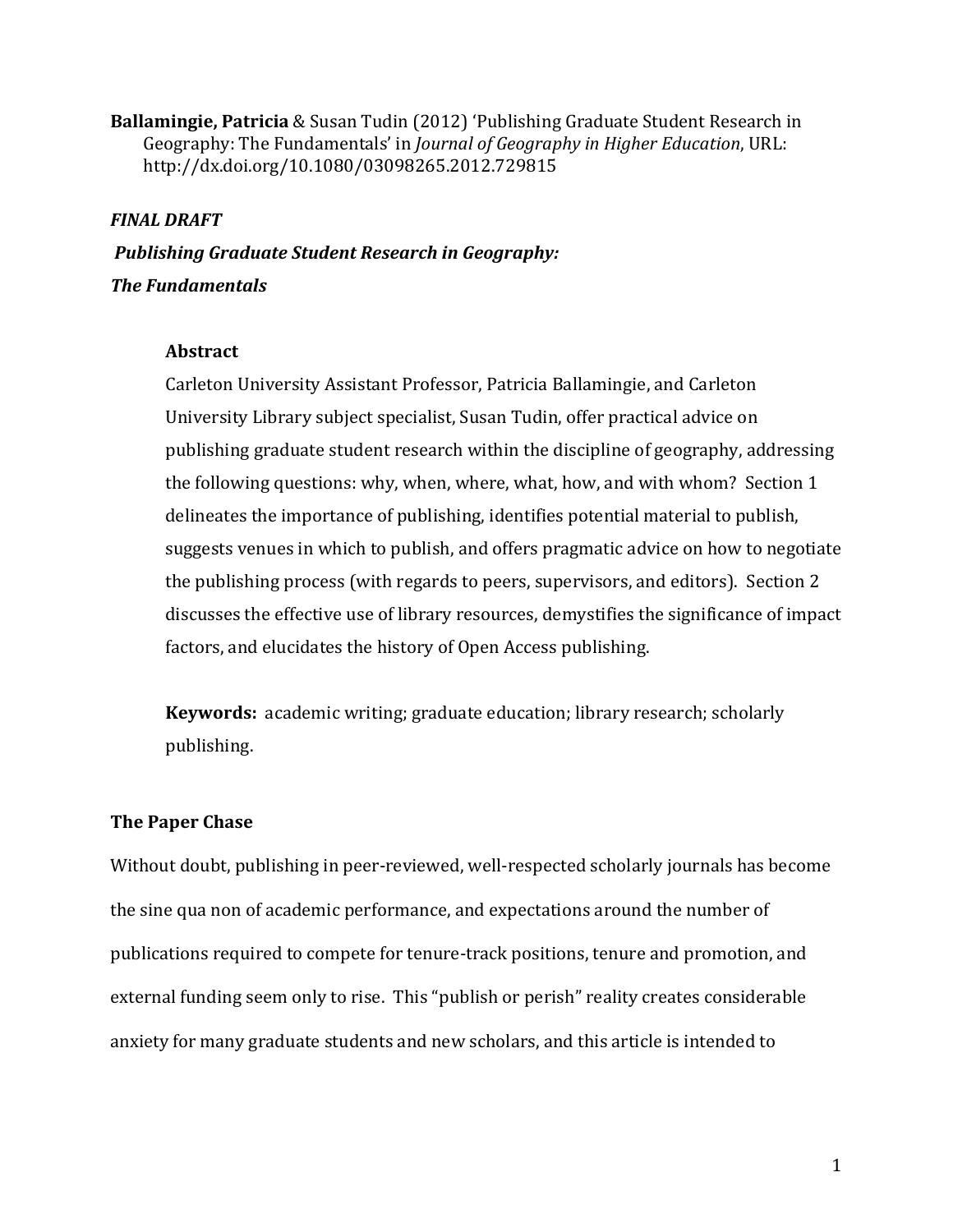**Ballamingie, Patricia** & Susan Tudin (2012) 'Publishing Graduate Student Research in Geography: The Fundamentals' in *Journal of Geography in Higher Education*, URL: http://dx.doi.org/10.1080/03098265.2012.729815

***FINAL DRAFT***

***Publishing Graduate Student Research in Geography:***

***The Fundamentals***

**Abstract**

Carleton University Assistant Professor, Patricia Ballamingie, and Carleton University Library subject specialist, Susan Tudin, offer practical advice on publishing graduate student research within the discipline of geography, addressing the following questions: why, when, where, what, how, and with whom? Section 1 delineates the importance of publishing, identifies potential material to publish, suggests venues in which to publish, and offers pragmatic advice on how to negotiate the publishing process (with regards to peers, supervisors, and editors). Section 2 discusses the effective use of library resources, demystifies the significance of impact factors, and elucidates the history of Open Access publishing.

**Keywords:** academic writing; graduate education; library research; scholarly publishing.

## The Paper Chase

Without doubt, publishing in peer-reviewed, well-respected scholarly journals has become the sine qua non of academic performance, and expectations around the number of publications required to compete for tenure-track positions, tenure and promotion, and external funding seem only to rise. This "publish or perish" reality creates considerable anxiety for many graduate students and new scholars, and this article is intended to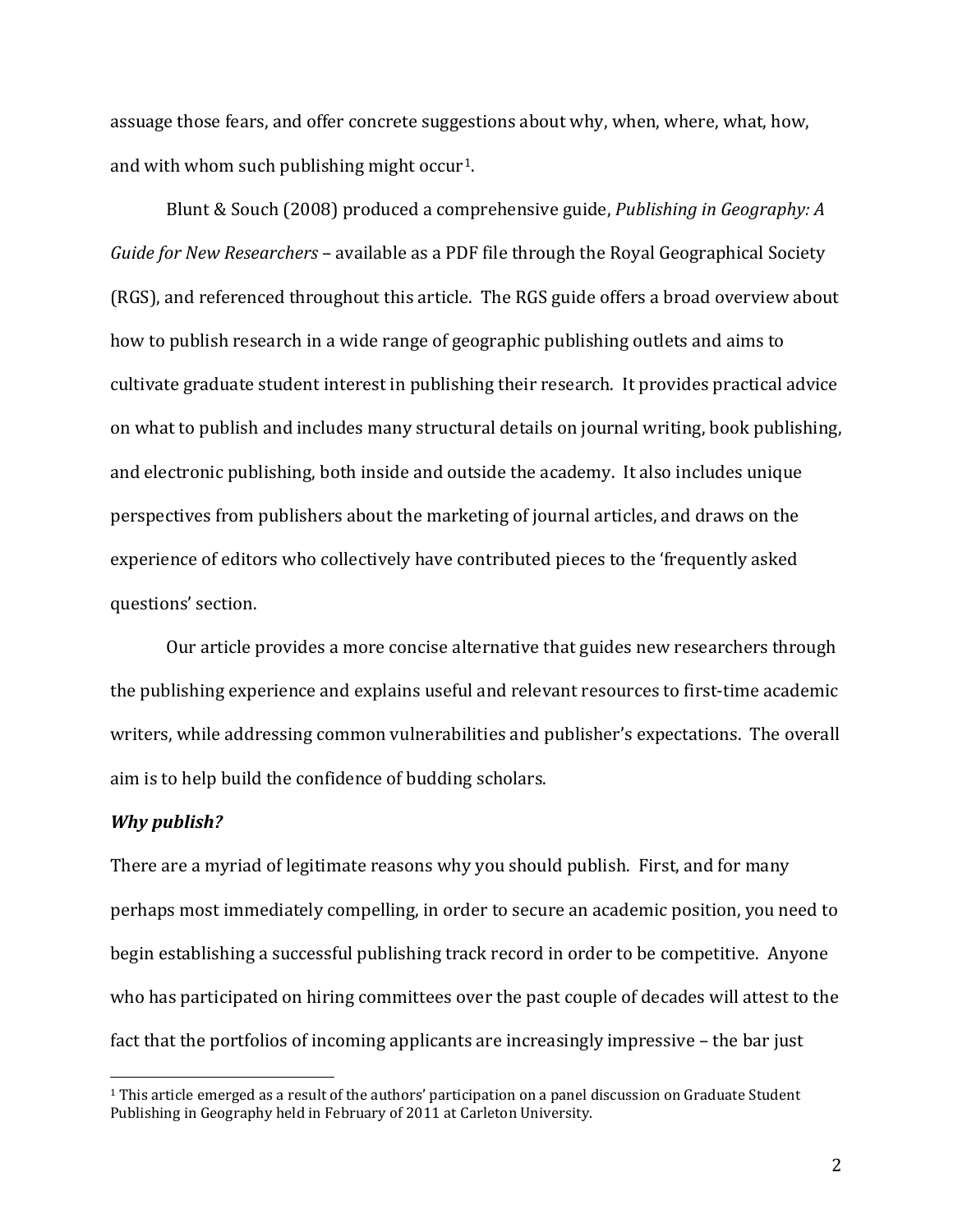assuage those fears, and offer concrete suggestions about why, when, where, what, how, and with whom such publishing might occur[1].

Blunt & Souch (2008) produced a comprehensive guide, *Publishing in Geography: A Guide for New Researchers* – available as a PDF file through the Royal Geographical Society (RGS), and referenced throughout this article. The RGS guide offers a broad overview about how to publish research in a wide range of geographic publishing outlets and aims to cultivate graduate student interest in publishing their research. It provides practical advice on what to publish and includes many structural details on journal writing, book publishing, and electronic publishing, both inside and outside the academy. It also includes unique perspectives from publishers about the marketing of journal articles, and draws on the experience of editors who collectively have contributed pieces to the 'frequently asked questions' section.

Our article provides a more concise alternative that guides new researchers through the publishing experience and explains useful and relevant resources to first-time academic writers, while addressing common vulnerabilities and publisher's expectations. The overall aim is to help build the confidence of budding scholars.

***Why publish?***

There are a myriad of legitimate reasons why you should publish. First, and for many perhaps most immediately compelling, in order to secure an academic position, you need to begin establishing a successful publishing track record in order to be competitive. Anyone who has participated on hiring committees over the past couple of decades will attest to the fact that the portfolios of incoming applicants are increasingly impressive – the bar just

[1] This article emerged as a result of the authors' participation on a panel discussion on Graduate Student Publishing in Geography held in February of 2011 at Carleton University.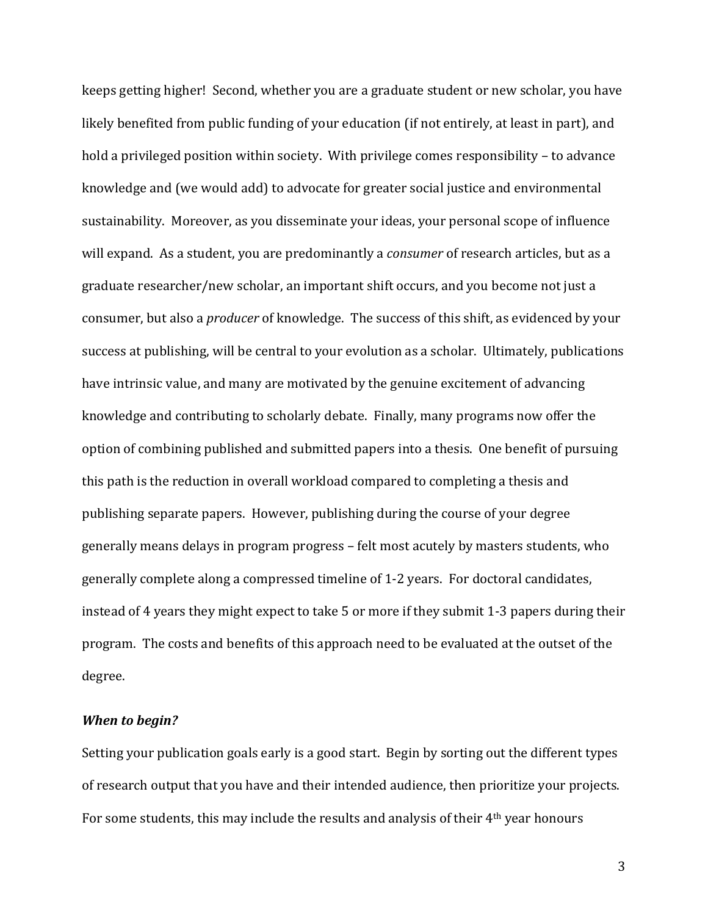keeps getting higher! Second, whether you are a graduate student or new scholar, you have likely benefited from public funding of your education (if not entirely, at least in part), and hold a privileged position within society. With privilege comes responsibility – to advance knowledge and (we would add) to advocate for greater social justice and environmental sustainability. Moreover, as you disseminate your ideas, your personal scope of influence will expand. As a student, you are predominantly a *consumer* of research articles, but as a graduate researcher/new scholar, an important shift occurs, and you become not just a consumer, but also a *producer* of knowledge. The success of this shift, as evidenced by your success at publishing, will be central to your evolution as a scholar. Ultimately, publications have intrinsic value, and many are motivated by the genuine excitement of advancing knowledge and contributing to scholarly debate. Finally, many programs now offer the option of combining published and submitted papers into a thesis. One benefit of pursuing this path is the reduction in overall workload compared to completing a thesis and publishing separate papers. However, publishing during the course of your degree generally means delays in program progress – felt most acutely by masters students, who generally complete along a compressed timeline of 1-2 years. For doctoral candidates, instead of 4 years they might expect to take 5 or more if they submit 1-3 papers during their program. The costs and benefits of this approach need to be evaluated at the outset of the degree.

### *When to begin?*

Setting your publication goals early is a good start. Begin by sorting out the different types of research output that you have and their intended audience, then prioritize your projects. For some students, this may include the results and analysis of their 4th year honours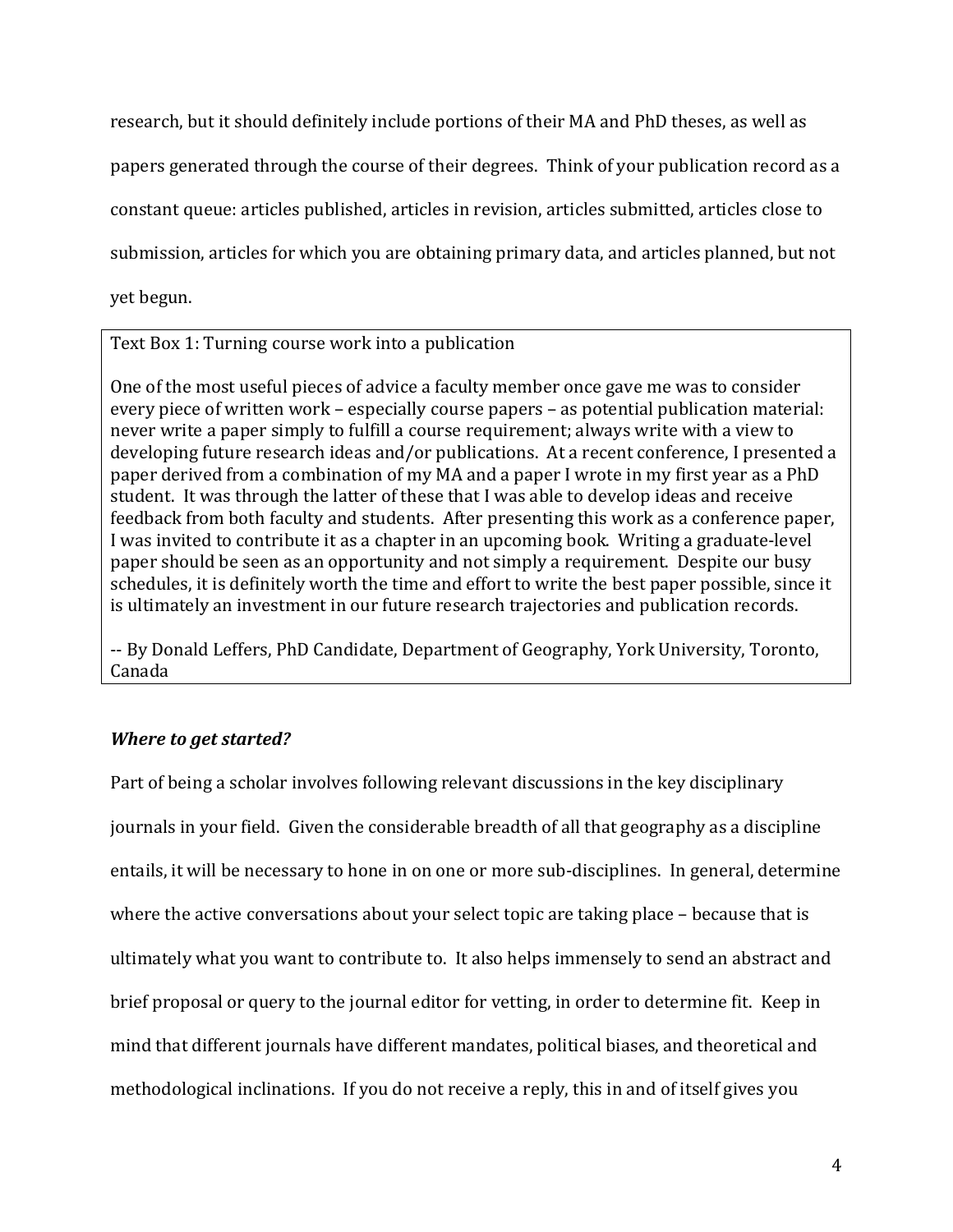research, but it should definitely include portions of their MA and PhD theses, as well as papers generated through the course of their degrees. Think of your publication record as a constant queue: articles published, articles in revision, articles submitted, articles close to submission, articles for which you are obtaining primary data, and articles planned, but not yet begun.

> Text Box 1: Turning course work into a publication
>
> One of the most useful pieces of advice a faculty member once gave me was to consider every piece of written work – especially course papers – as potential publication material: never write a paper simply to fulfill a course requirement; always write with a view to developing future research ideas and/or publications. At a recent conference, I presented a paper derived from a combination of my MA and a paper I wrote in my first year as a PhD student. It was through the latter of these that I was able to develop ideas and receive feedback from both faculty and students. After presenting this work as a conference paper, I was invited to contribute it as a chapter in an upcoming book. Writing a graduate-level paper should be seen as an opportunity and not simply a requirement. Despite our busy schedules, it is definitely worth the time and effort to write the best paper possible, since it is ultimately an investment in our future research trajectories and publication records.
>
> -- By Donald Leffers, PhD Candidate, Department of Geography, York University, Toronto, Canada

### *Where to get started?*

Part of being a scholar involves following relevant discussions in the key disciplinary journals in your field. Given the considerable breadth of all that geography as a discipline entails, it will be necessary to hone in on one or more sub-disciplines. In general, determine where the active conversations about your select topic are taking place – because that is ultimately what you want to contribute to. It also helps immensely to send an abstract and brief proposal or query to the journal editor for vetting, in order to determine fit. Keep in mind that different journals have different mandates, political biases, and theoretical and methodological inclinations. If you do not receive a reply, this in and of itself gives you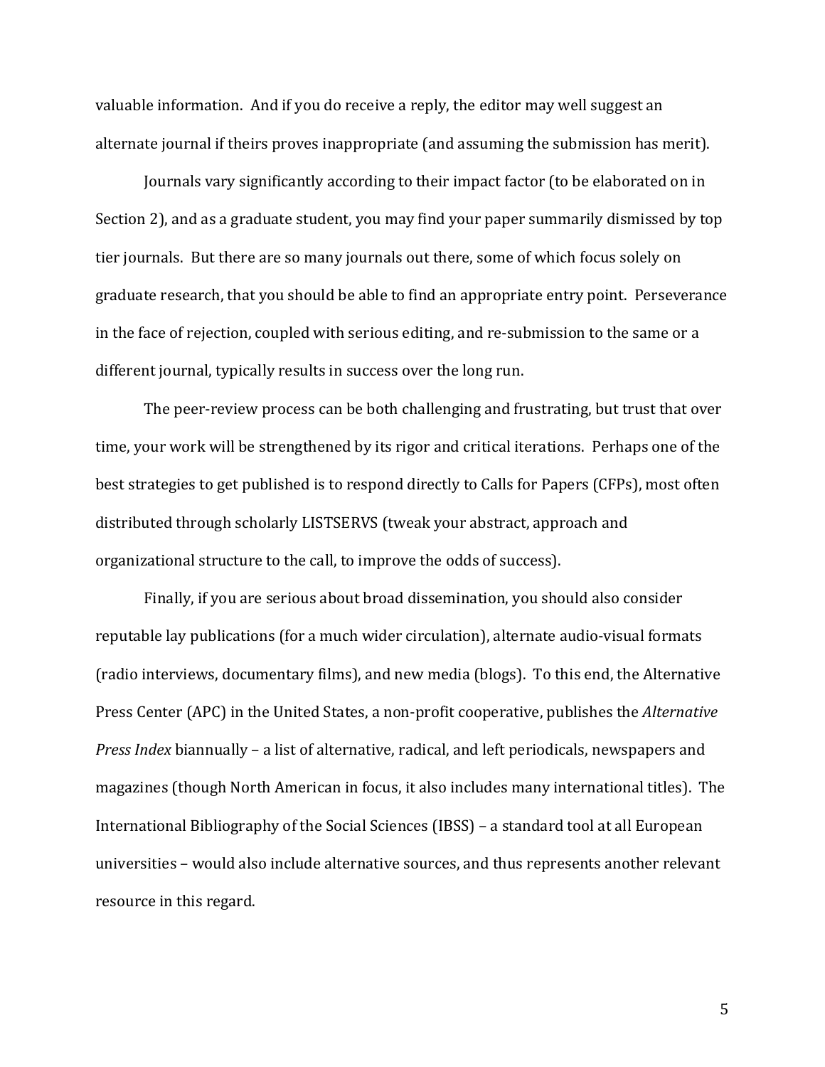valuable information. And if you do receive a reply, the editor may well suggest an alternate journal if theirs proves inappropriate (and assuming the submission has merit).

Journals vary significantly according to their impact factor (to be elaborated on in Section 2), and as a graduate student, you may find your paper summarily dismissed by top tier journals. But there are so many journals out there, some of which focus solely on graduate research, that you should be able to find an appropriate entry point. Perseverance in the face of rejection, coupled with serious editing, and re-submission to the same or a different journal, typically results in success over the long run.

The peer-review process can be both challenging and frustrating, but trust that over time, your work will be strengthened by its rigor and critical iterations. Perhaps one of the best strategies to get published is to respond directly to Calls for Papers (CFPs), most often distributed through scholarly LISTSERVS (tweak your abstract, approach and organizational structure to the call, to improve the odds of success).

Finally, if you are serious about broad dissemination, you should also consider reputable lay publications (for a much wider circulation), alternate audio-visual formats (radio interviews, documentary films), and new media (blogs). To this end, the Alternative Press Center (APC) in the United States, a non-profit cooperative, publishes the *Alternative Press Index* biannually – a list of alternative, radical, and left periodicals, newspapers and magazines (though North American in focus, it also includes many international titles). The International Bibliography of the Social Sciences (IBSS) – a standard tool at all European universities – would also include alternative sources, and thus represents another relevant resource in this regard.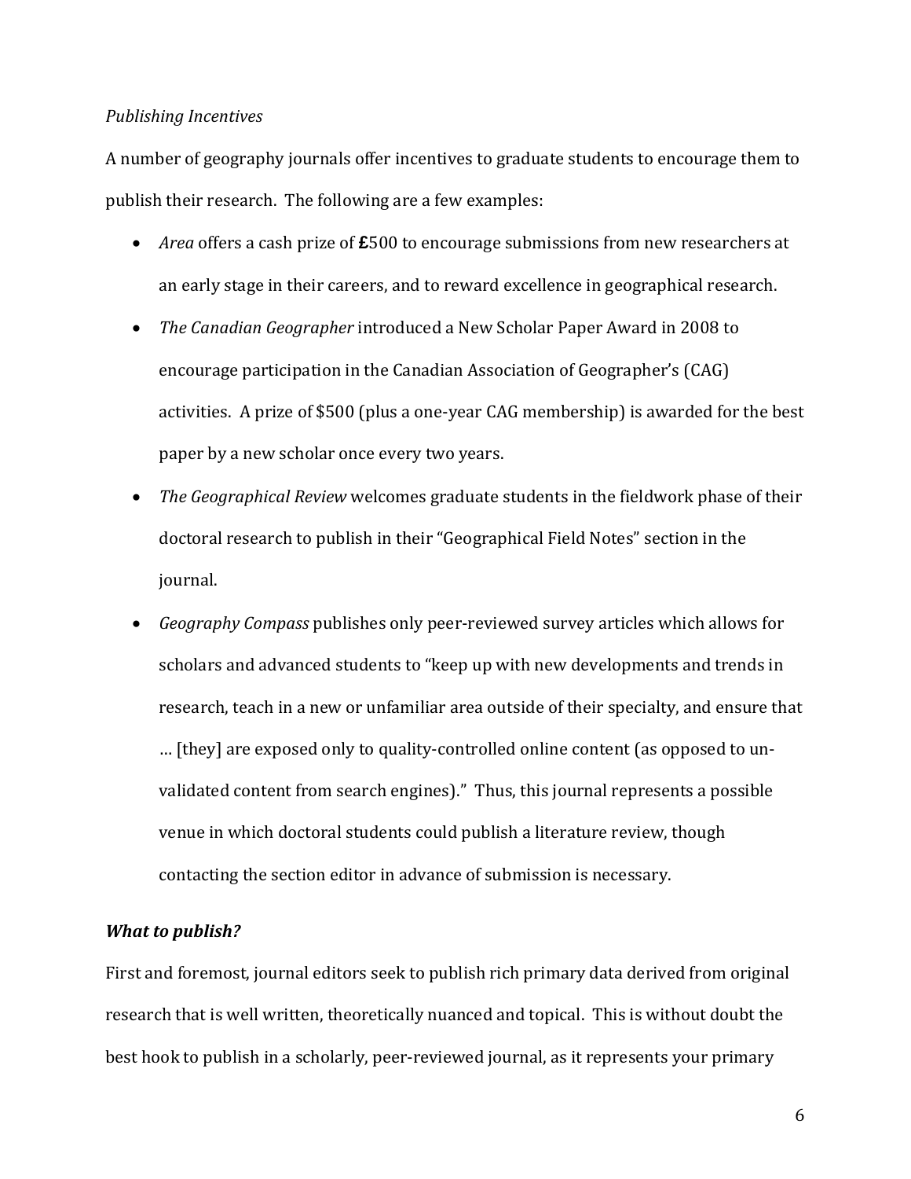*Publishing Incentives*

A number of geography journals offer incentives to graduate students to encourage them to publish their research. The following are a few examples:

- *Area* offers a cash prize of **£**500 to encourage submissions from new researchers at an early stage in their careers, and to reward excellence in geographical research.
- *The Canadian Geographer* introduced a New Scholar Paper Award in 2008 to encourage participation in the Canadian Association of Geographer's (CAG) activities. A prize of $500 (plus a one-year CAG membership) is awarded for the best paper by a new scholar once every two years.
- *The Geographical Review* welcomes graduate students in the fieldwork phase of their doctoral research to publish in their "Geographical Field Notes" section in the journal.
- *Geography Compass* publishes only peer-reviewed survey articles which allows for scholars and advanced students to "keep up with new developments and trends in research, teach in a new or unfamiliar area outside of their specialty, and ensure that … [they] are exposed only to quality-controlled online content (as opposed to un-validated content from search engines)." Thus, this journal represents a possible venue in which doctoral students could publish a literature review, though contacting the section editor in advance of submission is necessary.

***What to publish?***

First and foremost, journal editors seek to publish rich primary data derived from original research that is well written, theoretically nuanced and topical. This is without doubt the best hook to publish in a scholarly, peer-reviewed journal, as it represents your primary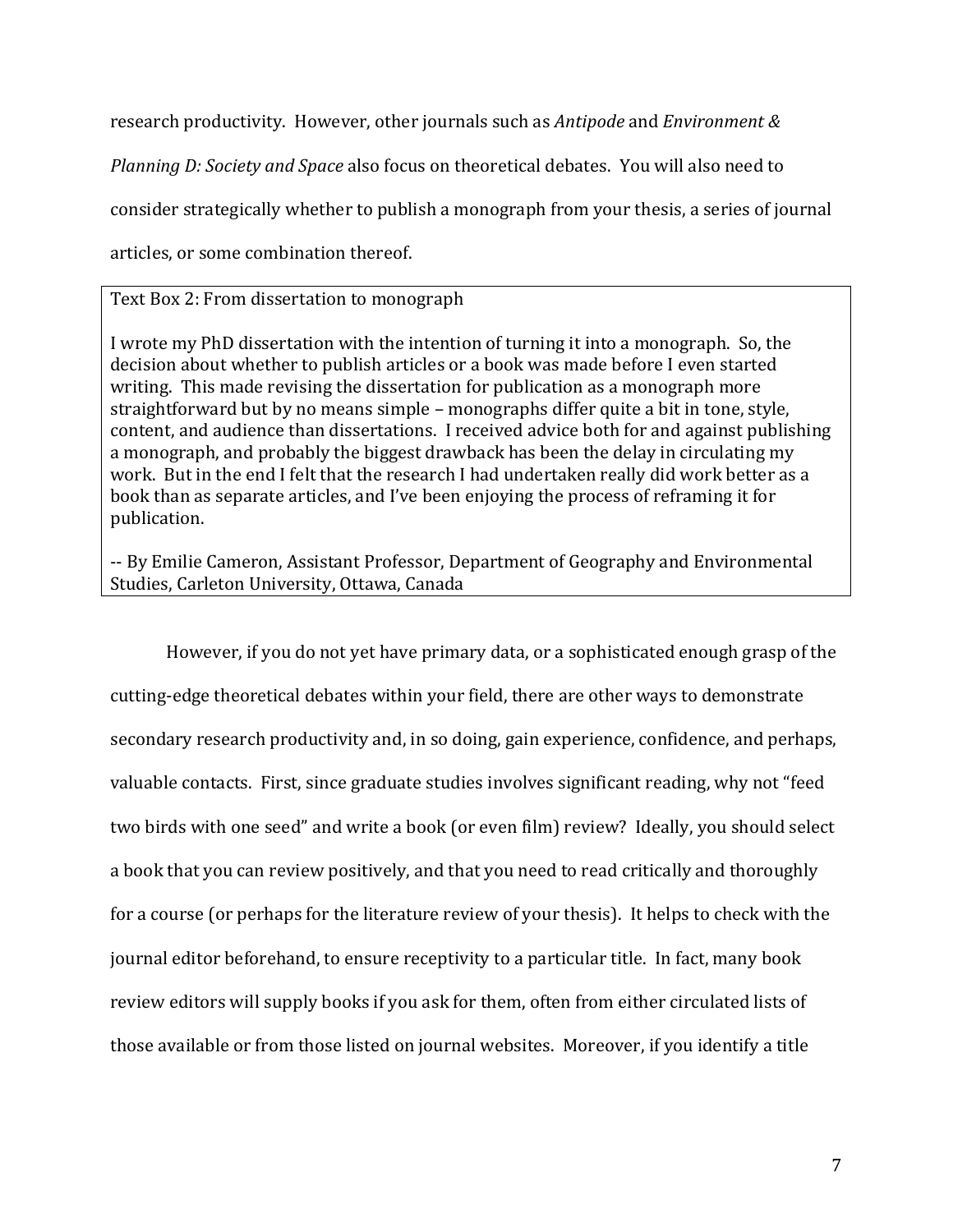research productivity. However, other journals such as *Antipode* and *Environment & Planning D: Society and Space* also focus on theoretical debates. You will also need to consider strategically whether to publish a monograph from your thesis, a series of journal articles, or some combination thereof.

> Text Box 2: From dissertation to monograph
>
> I wrote my PhD dissertation with the intention of turning it into a monograph. So, the decision about whether to publish articles or a book was made before I even started writing. This made revising the dissertation for publication as a monograph more straightforward but by no means simple – monographs differ quite a bit in tone, style, content, and audience than dissertations. I received advice both for and against publishing a monograph, and probably the biggest drawback has been the delay in circulating my work. But in the end I felt that the research I had undertaken really did work better as a book than as separate articles, and I've been enjoying the process of reframing it for publication.
>
> -- By Emilie Cameron, Assistant Professor, Department of Geography and Environmental Studies, Carleton University, Ottawa, Canada

However, if you do not yet have primary data, or a sophisticated enough grasp of the cutting-edge theoretical debates within your field, there are other ways to demonstrate secondary research productivity and, in so doing, gain experience, confidence, and perhaps, valuable contacts. First, since graduate studies involves significant reading, why not "feed two birds with one seed" and write a book (or even film) review? Ideally, you should select a book that you can review positively, and that you need to read critically and thoroughly for a course (or perhaps for the literature review of your thesis). It helps to check with the journal editor beforehand, to ensure receptivity to a particular title. In fact, many book review editors will supply books if you ask for them, often from either circulated lists of those available or from those listed on journal websites. Moreover, if you identify a title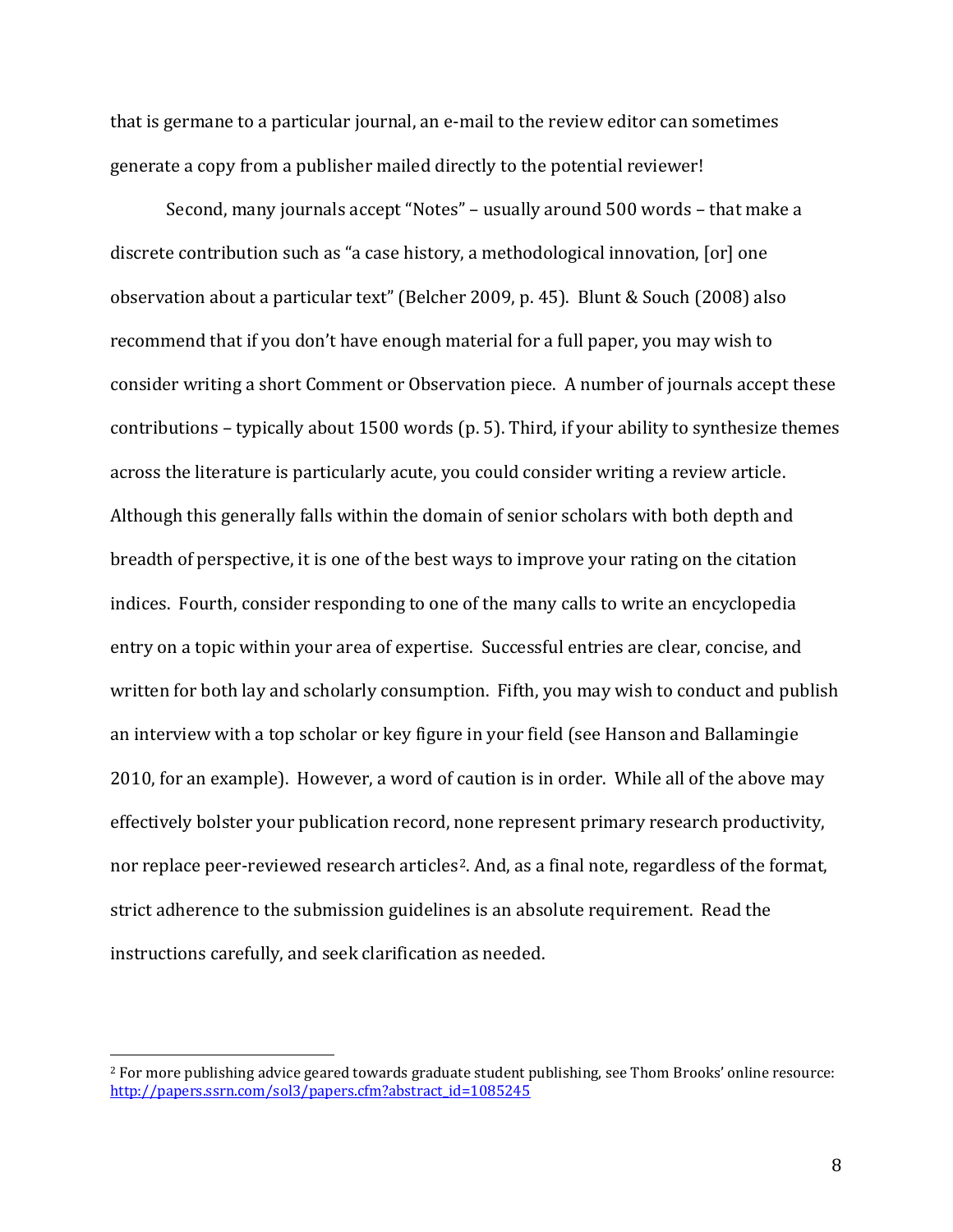that is germane to a particular journal, an e-mail to the review editor can sometimes generate a copy from a publisher mailed directly to the potential reviewer!

Second, many journals accept "Notes" – usually around 500 words – that make a discrete contribution such as "a case history, a methodological innovation, [or] one observation about a particular text" (Belcher 2009, p. 45). Blunt & Souch (2008) also recommend that if you don't have enough material for a full paper, you may wish to consider writing a short Comment or Observation piece. A number of journals accept these contributions – typically about 1500 words (p. 5). Third, if your ability to synthesize themes across the literature is particularly acute, you could consider writing a review article. Although this generally falls within the domain of senior scholars with both depth and breadth of perspective, it is one of the best ways to improve your rating on the citation indices. Fourth, consider responding to one of the many calls to write an encyclopedia entry on a topic within your area of expertise. Successful entries are clear, concise, and written for both lay and scholarly consumption. Fifth, you may wish to conduct and publish an interview with a top scholar or key figure in your field (see Hanson and Ballamingie 2010, for an example). However, a word of caution is in order. While all of the above may effectively bolster your publication record, none represent primary research productivity, nor replace peer-reviewed research articles[2]. And, as a final note, regardless of the format, strict adherence to the submission guidelines is an absolute requirement. Read the instructions carefully, and seek clarification as needed.

---

[2] For more publishing advice geared towards graduate student publishing, see Thom Brooks' online resource: http://papers.ssrn.com/sol3/papers.cfm?abstract_id=1085245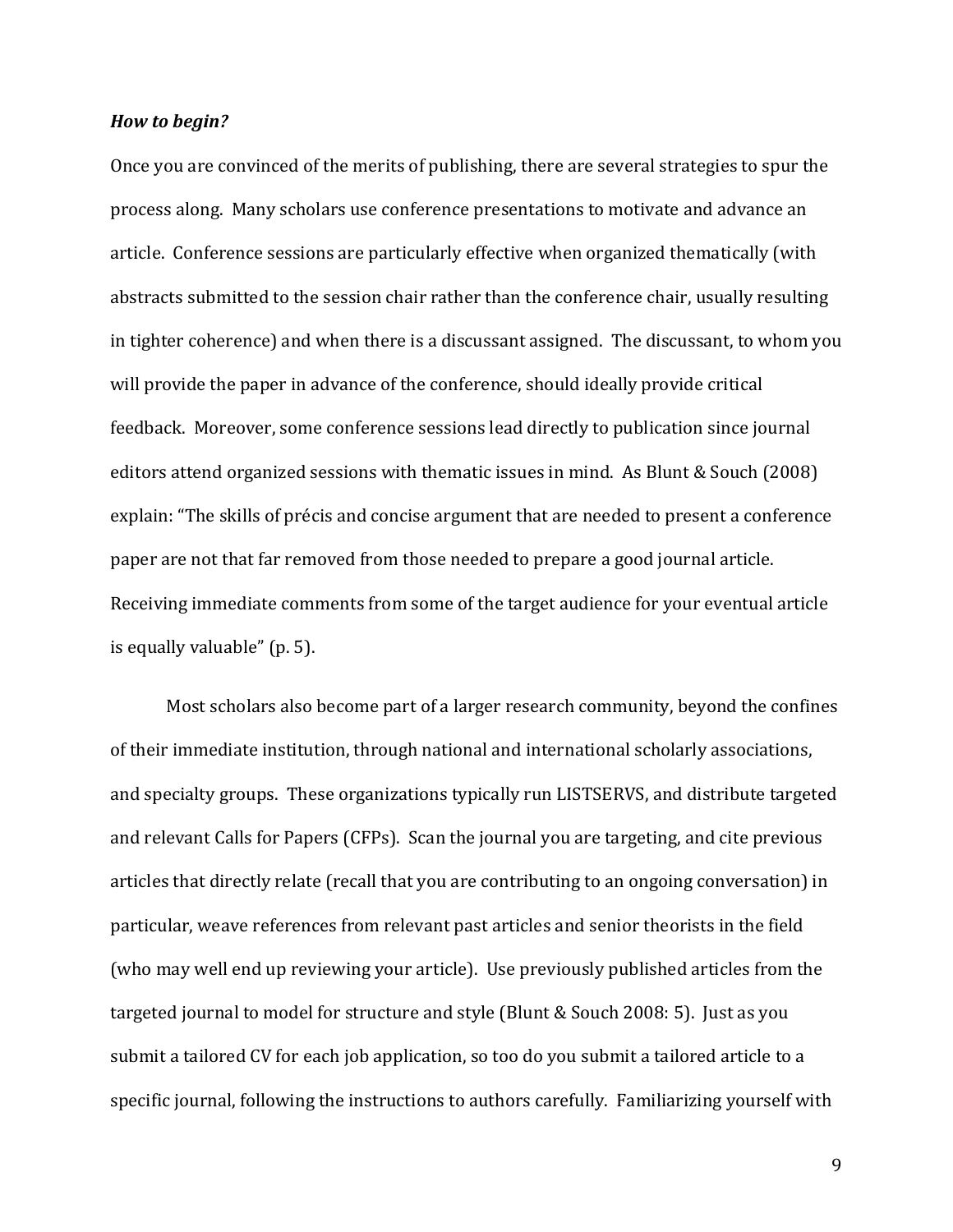***How to begin?***

Once you are convinced of the merits of publishing, there are several strategies to spur the process along. Many scholars use conference presentations to motivate and advance an article. Conference sessions are particularly effective when organized thematically (with abstracts submitted to the session chair rather than the conference chair, usually resulting in tighter coherence) and when there is a discussant assigned. The discussant, to whom you will provide the paper in advance of the conference, should ideally provide critical feedback. Moreover, some conference sessions lead directly to publication since journal editors attend organized sessions with thematic issues in mind. As Blunt & Souch (2008) explain: "The skills of précis and concise argument that are needed to present a conference paper are not that far removed from those needed to prepare a good journal article. Receiving immediate comments from some of the target audience for your eventual article is equally valuable" (p. 5).

Most scholars also become part of a larger research community, beyond the confines of their immediate institution, through national and international scholarly associations, and specialty groups. These organizations typically run LISTSERVS, and distribute targeted and relevant Calls for Papers (CFPs). Scan the journal you are targeting, and cite previous articles that directly relate (recall that you are contributing to an ongoing conversation) in particular, weave references from relevant past articles and senior theorists in the field (who may well end up reviewing your article). Use previously published articles from the targeted journal to model for structure and style (Blunt & Souch 2008: 5). Just as you submit a tailored CV for each job application, so too do you submit a tailored article to a specific journal, following the instructions to authors carefully. Familiarizing yourself with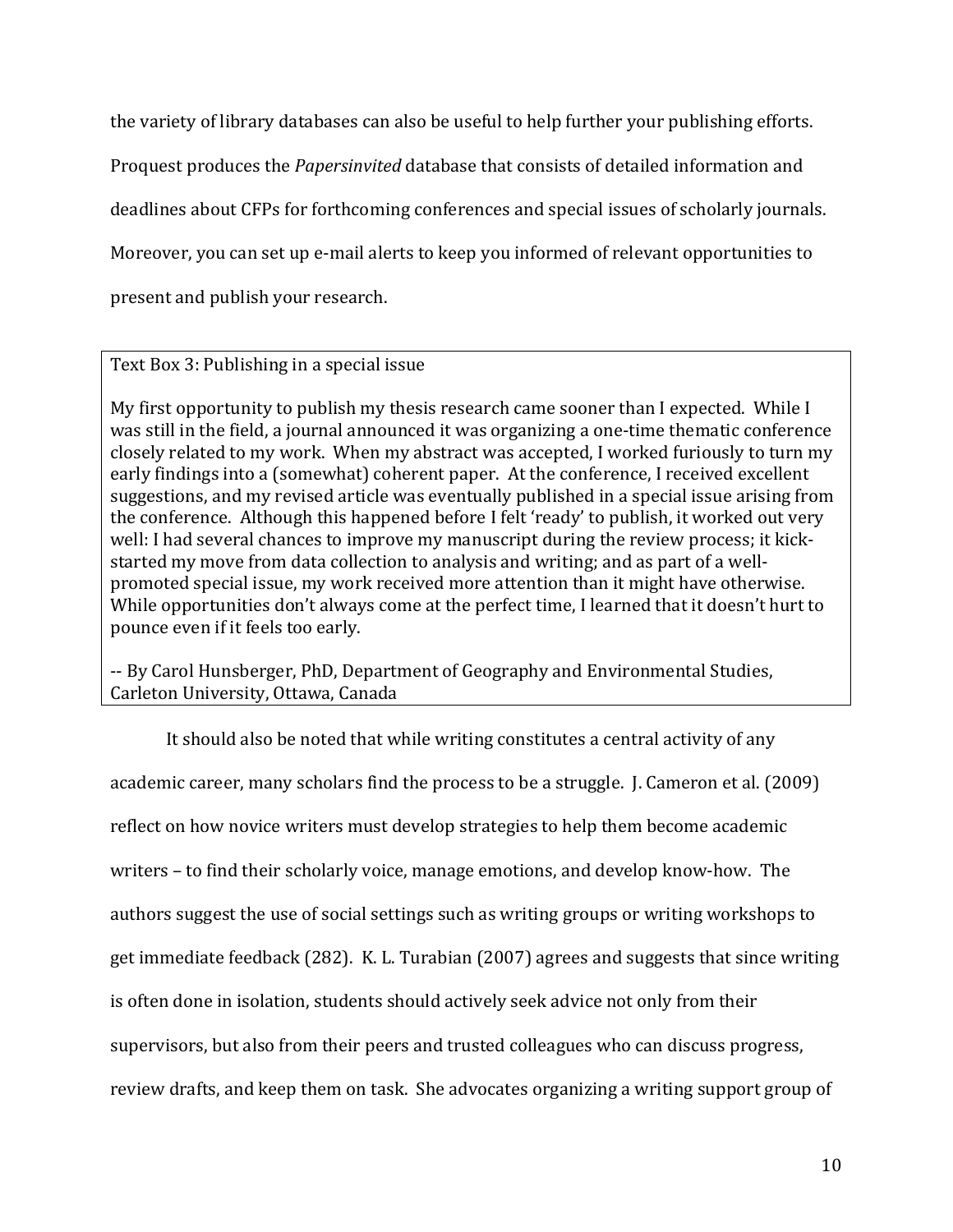the variety of library databases can also be useful to help further your publishing efforts. Proquest produces the *Papersinvited* database that consists of detailed information and deadlines about CFPs for forthcoming conferences and special issues of scholarly journals. Moreover, you can set up e-mail alerts to keep you informed of relevant opportunities to present and publish your research.

> Text Box 3: Publishing in a special issue
>
> My first opportunity to publish my thesis research came sooner than I expected. While I was still in the field, a journal announced it was organizing a one-time thematic conference closely related to my work. When my abstract was accepted, I worked furiously to turn my early findings into a (somewhat) coherent paper. At the conference, I received excellent suggestions, and my revised article was eventually published in a special issue arising from the conference. Although this happened before I felt 'ready' to publish, it worked out very well: I had several chances to improve my manuscript during the review process; it kick-started my move from data collection to analysis and writing; and as part of a well-promoted special issue, my work received more attention than it might have otherwise. While opportunities don't always come at the perfect time, I learned that it doesn't hurt to pounce even if it feels too early.
>
> -- By Carol Hunsberger, PhD, Department of Geography and Environmental Studies, Carleton University, Ottawa, Canada

It should also be noted that while writing constitutes a central activity of any academic career, many scholars find the process to be a struggle. J. Cameron et al. (2009) reflect on how novice writers must develop strategies to help them become academic writers – to find their scholarly voice, manage emotions, and develop know-how. The authors suggest the use of social settings such as writing groups or writing workshops to get immediate feedback (282). K. L. Turabian (2007) agrees and suggests that since writing is often done in isolation, students should actively seek advice not only from their supervisors, but also from their peers and trusted colleagues who can discuss progress, review drafts, and keep them on task. She advocates organizing a writing support group of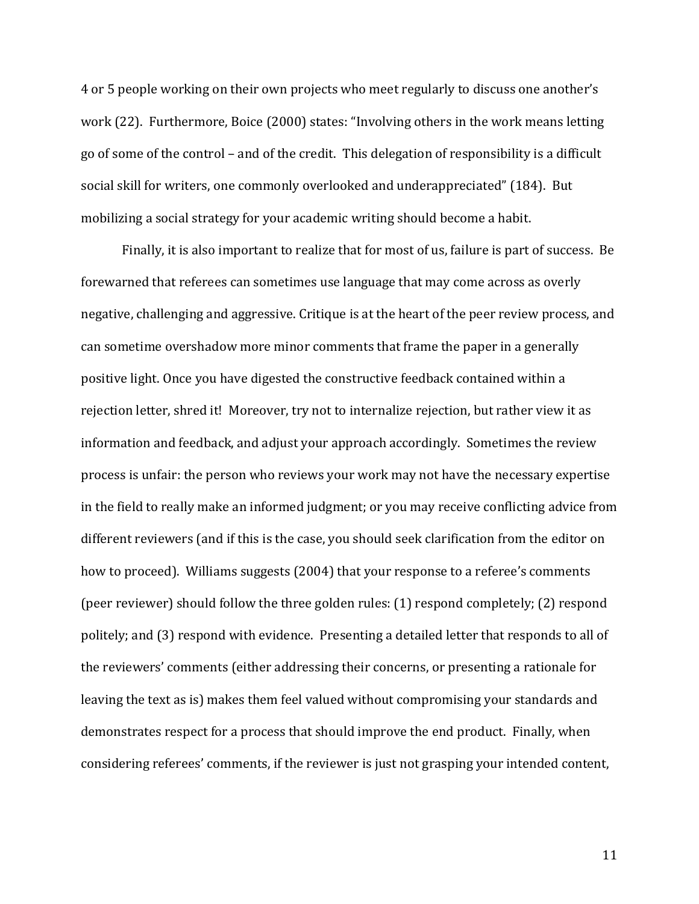4 or 5 people working on their own projects who meet regularly to discuss one another's work (22). Furthermore, Boice (2000) states: "Involving others in the work means letting go of some of the control – and of the credit. This delegation of responsibility is a difficult social skill for writers, one commonly overlooked and underappreciated" (184). But mobilizing a social strategy for your academic writing should become a habit.

Finally, it is also important to realize that for most of us, failure is part of success. Be forewarned that referees can sometimes use language that may come across as overly negative, challenging and aggressive. Critique is at the heart of the peer review process, and can sometime overshadow more minor comments that frame the paper in a generally positive light. Once you have digested the constructive feedback contained within a rejection letter, shred it! Moreover, try not to internalize rejection, but rather view it as information and feedback, and adjust your approach accordingly. Sometimes the review process is unfair: the person who reviews your work may not have the necessary expertise in the field to really make an informed judgment; or you may receive conflicting advice from different reviewers (and if this is the case, you should seek clarification from the editor on how to proceed). Williams suggests (2004) that your response to a referee's comments (peer reviewer) should follow the three golden rules: (1) respond completely; (2) respond politely; and (3) respond with evidence. Presenting a detailed letter that responds to all of the reviewers' comments (either addressing their concerns, or presenting a rationale for leaving the text as is) makes them feel valued without compromising your standards and demonstrates respect for a process that should improve the end product. Finally, when considering referees' comments, if the reviewer is just not grasping your intended content,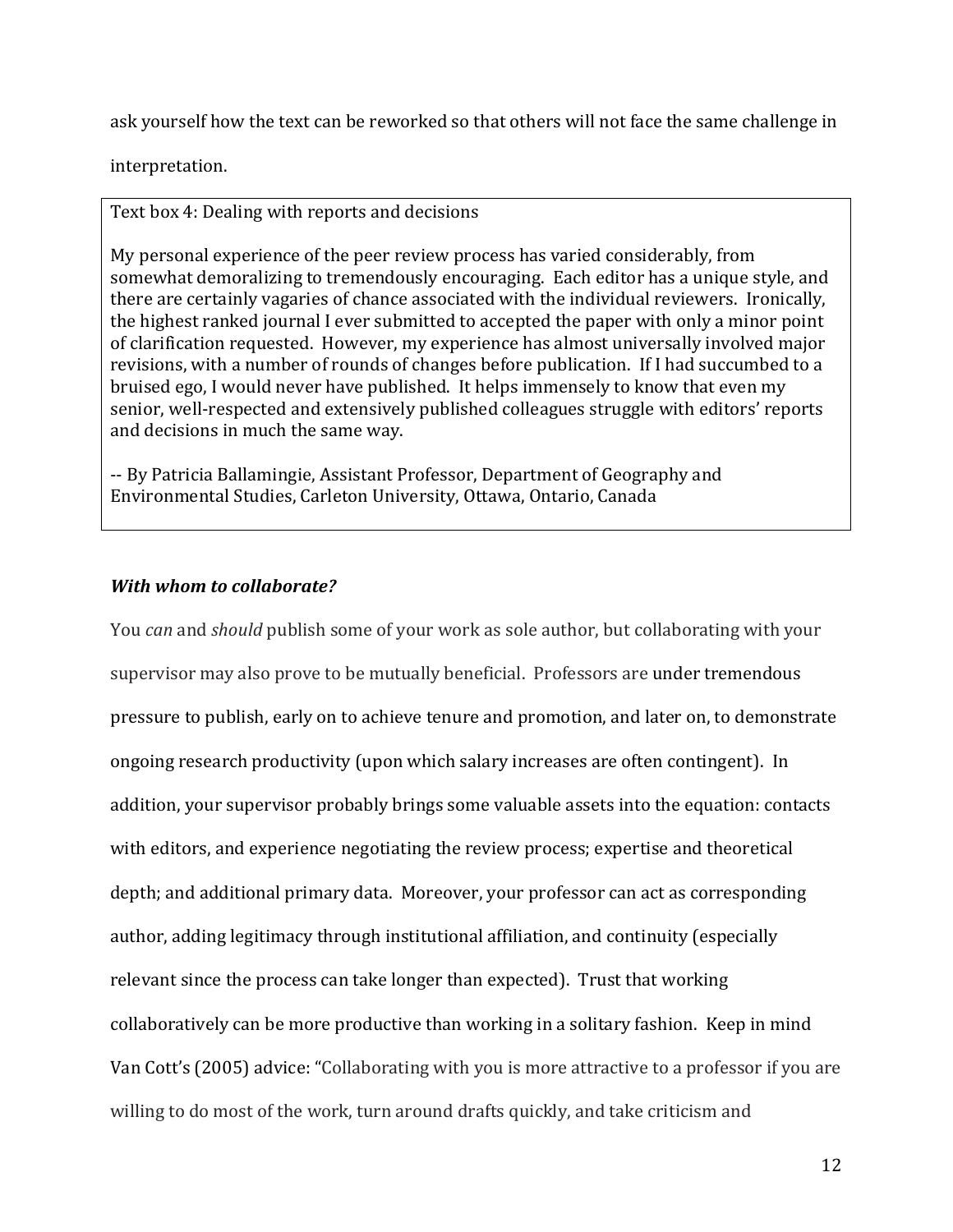ask yourself how the text can be reworked so that others will not face the same challenge in interpretation.

> Text box 4: Dealing with reports and decisions
>
> My personal experience of the peer review process has varied considerably, from somewhat demoralizing to tremendously encouraging. Each editor has a unique style, and there are certainly vagaries of chance associated with the individual reviewers. Ironically, the highest ranked journal I ever submitted to accepted the paper with only a minor point of clarification requested. However, my experience has almost universally involved major revisions, with a number of rounds of changes before publication. If I had succumbed to a bruised ego, I would never have published. It helps immensely to know that even my senior, well-respected and extensively published colleagues struggle with editors' reports and decisions in much the same way.
>
> -- By Patricia Ballamingie, Assistant Professor, Department of Geography and Environmental Studies, Carleton University, Ottawa, Ontario, Canada

### ***With whom to collaborate?***

You *can* and *should* publish some of your work as sole author, but collaborating with your supervisor may also prove to be mutually beneficial. Professors are under tremendous pressure to publish, early on to achieve tenure and promotion, and later on, to demonstrate ongoing research productivity (upon which salary increases are often contingent). In addition, your supervisor probably brings some valuable assets into the equation: contacts with editors, and experience negotiating the review process; expertise and theoretical depth; and additional primary data. Moreover, your professor can act as corresponding author, adding legitimacy through institutional affiliation, and continuity (especially relevant since the process can take longer than expected). Trust that working collaboratively can be more productive than working in a solitary fashion. Keep in mind Van Cott's (2005) advice: "Collaborating with you is more attractive to a professor if you are willing to do most of the work, turn around drafts quickly, and take criticism and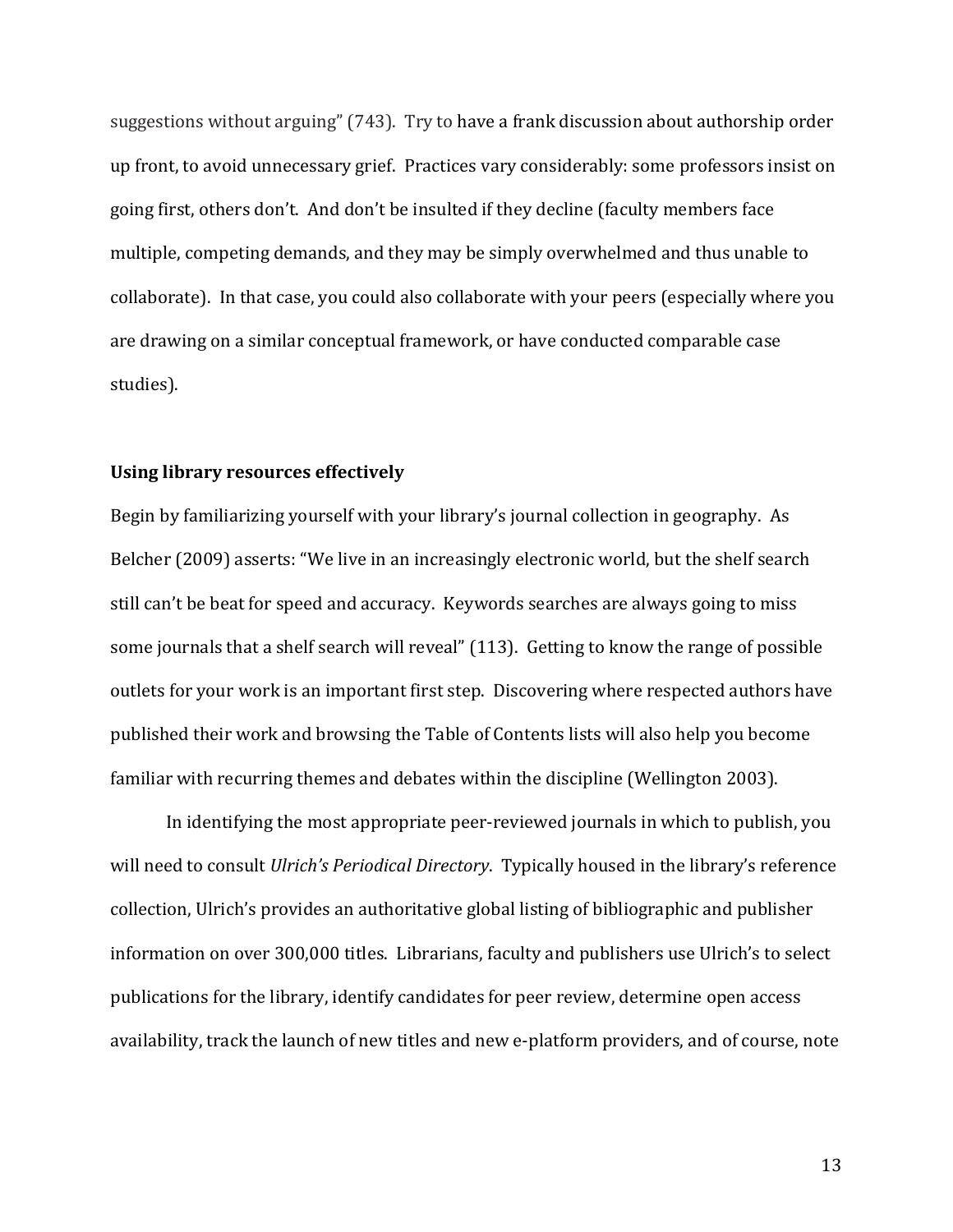suggestions without arguing" (743). Try to have a frank discussion about authorship order up front, to avoid unnecessary grief. Practices vary considerably: some professors insist on going first, others don't. And don't be insulted if they decline (faculty members face multiple, competing demands, and they may be simply overwhelmed and thus unable to collaborate). In that case, you could also collaborate with your peers (especially where you are drawing on a similar conceptual framework, or have conducted comparable case studies).

### Using library resources effectively

Begin by familiarizing yourself with your library's journal collection in geography. As Belcher (2009) asserts: "We live in an increasingly electronic world, but the shelf search still can't be beat for speed and accuracy. Keywords searches are always going to miss some journals that a shelf search will reveal" (113). Getting to know the range of possible outlets for your work is an important first step. Discovering where respected authors have published their work and browsing the Table of Contents lists will also help you become familiar with recurring themes and debates within the discipline (Wellington 2003).

In identifying the most appropriate peer-reviewed journals in which to publish, you will need to consult *Ulrich's Periodical Directory*. Typically housed in the library's reference collection, Ulrich's provides an authoritative global listing of bibliographic and publisher information on over 300,000 titles. Librarians, faculty and publishers use Ulrich's to select publications for the library, identify candidates for peer review, determine open access availability, track the launch of new titles and new e-platform providers, and of course, note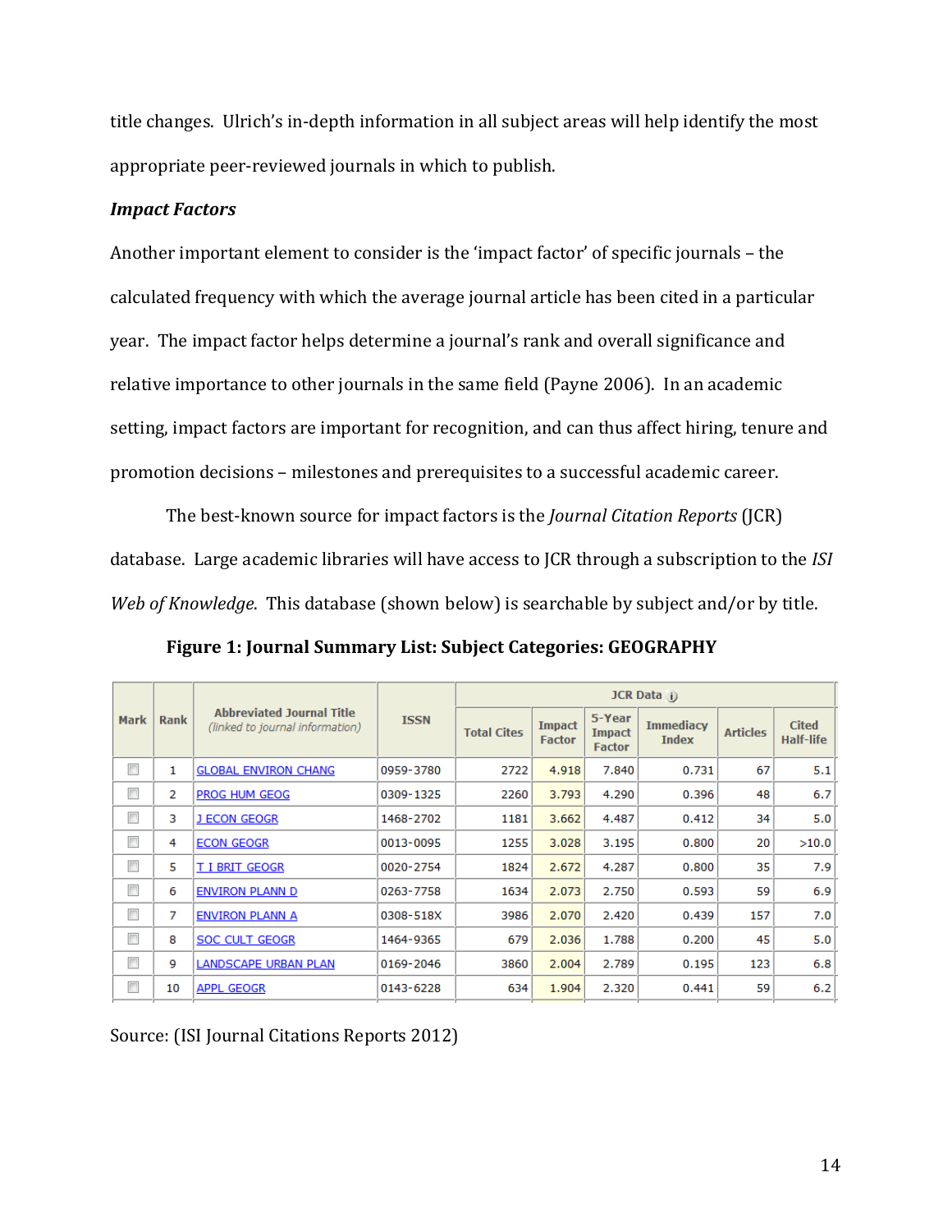title changes. Ulrich's in-depth information in all subject areas will help identify the most appropriate peer-reviewed journals in which to publish.

***Impact Factors***

Another important element to consider is the 'impact factor' of specific journals – the calculated frequency with which the average journal article has been cited in a particular year. The impact factor helps determine a journal's rank and overall significance and relative importance to other journals in the same field (Payne 2006). In an academic setting, impact factors are important for recognition, and can thus affect hiring, tenure and promotion decisions – milestones and prerequisites to a successful academic career.

The best-known source for impact factors is the *Journal Citation Reports* (JCR) database. Large academic libraries will have access to JCR through a subscription to the *ISI Web of Knowledge*. This database (shown below) is searchable by subject and/or by title.

**Figure 1: Journal Summary List: Subject Categories: GEOGRAPHY**

| Mark | Rank | Abbreviated Journal Title (linked to journal information) | ISSN | JCR Data | | | | | |
|---|---|---|---|---|---|---|---|---|---|
| | | | | Total Cites | Impact Factor | 5-Year Impact Factor | Immediacy Index | Articles | Cited Half-life |
| ☐ | 1 | GLOBAL ENVIRON CHANG | 0959-3780 | 2722 | 4.918 | 7.840 | 0.731 | 67 | 5.1 |
| ☐ | 2 | PROG HUM GEOG | 0309-1325 | 2260 | 3.793 | 4.290 | 0.396 | 48 | 6.7 |
| ☐ | 3 | J ECON GEOGR | 1468-2702 | 1181 | 3.662 | 4.487 | 0.412 | 34 | 5.0 |
| ☐ | 4 | ECON GEOGR | 0013-0095 | 1255 | 3.028 | 3.195 | 0.800 | 20 | >10.0 |
| ☐ | 5 | T I BRIT GEOGR | 0020-2754 | 1824 | 2.672 | 4.287 | 0.800 | 35 | 7.9 |
| ☐ | 6 | ENVIRON PLANN D | 0263-7758 | 1634 | 2.073 | 2.750 | 0.593 | 59 | 6.9 |
| ☐ | 7 | ENVIRON PLANN A | 0308-518X | 3986 | 2.070 | 2.420 | 0.439 | 157 | 7.0 |
| ☐ | 8 | SOC CULT GEOGR | 1464-9365 | 679 | 2.036 | 1.788 | 0.200 | 45 | 5.0 |
| ☐ | 9 | LANDSCAPE URBAN PLAN | 0169-2046 | 3860 | 2.004 | 2.789 | 0.195 | 123 | 6.8 |
| ☐ | 10 | APPL GEOGR | 0143-6228 | 634 | 1.904 | 2.320 | 0.441 | 59 | 6.2 |

Source: (ISI Journal Citations Reports 2012)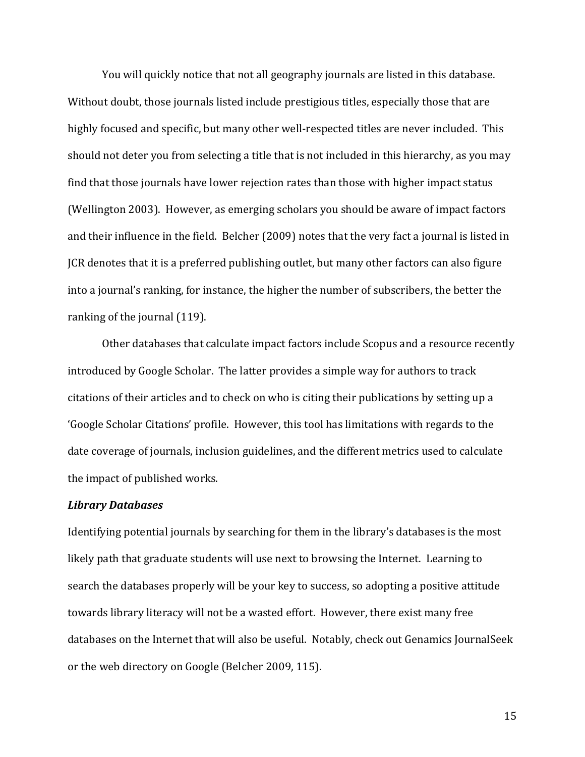You will quickly notice that not all geography journals are listed in this database. Without doubt, those journals listed include prestigious titles, especially those that are highly focused and specific, but many other well-respected titles are never included. This should not deter you from selecting a title that is not included in this hierarchy, as you may find that those journals have lower rejection rates than those with higher impact status (Wellington 2003). However, as emerging scholars you should be aware of impact factors and their influence in the field. Belcher (2009) notes that the very fact a journal is listed in JCR denotes that it is a preferred publishing outlet, but many other factors can also figure into a journal's ranking, for instance, the higher the number of subscribers, the better the ranking of the journal (119).

Other databases that calculate impact factors include Scopus and a resource recently introduced by Google Scholar. The latter provides a simple way for authors to track citations of their articles and to check on who is citing their publications by setting up a 'Google Scholar Citations' profile. However, this tool has limitations with regards to the date coverage of journals, inclusion guidelines, and the different metrics used to calculate the impact of published works.

***Library Databases***

Identifying potential journals by searching for them in the library's databases is the most likely path that graduate students will use next to browsing the Internet. Learning to search the databases properly will be your key to success, so adopting a positive attitude towards library literacy will not be a wasted effort. However, there exist many free databases on the Internet that will also be useful. Notably, check out Genamics JournalSeek or the web directory on Google (Belcher 2009, 115).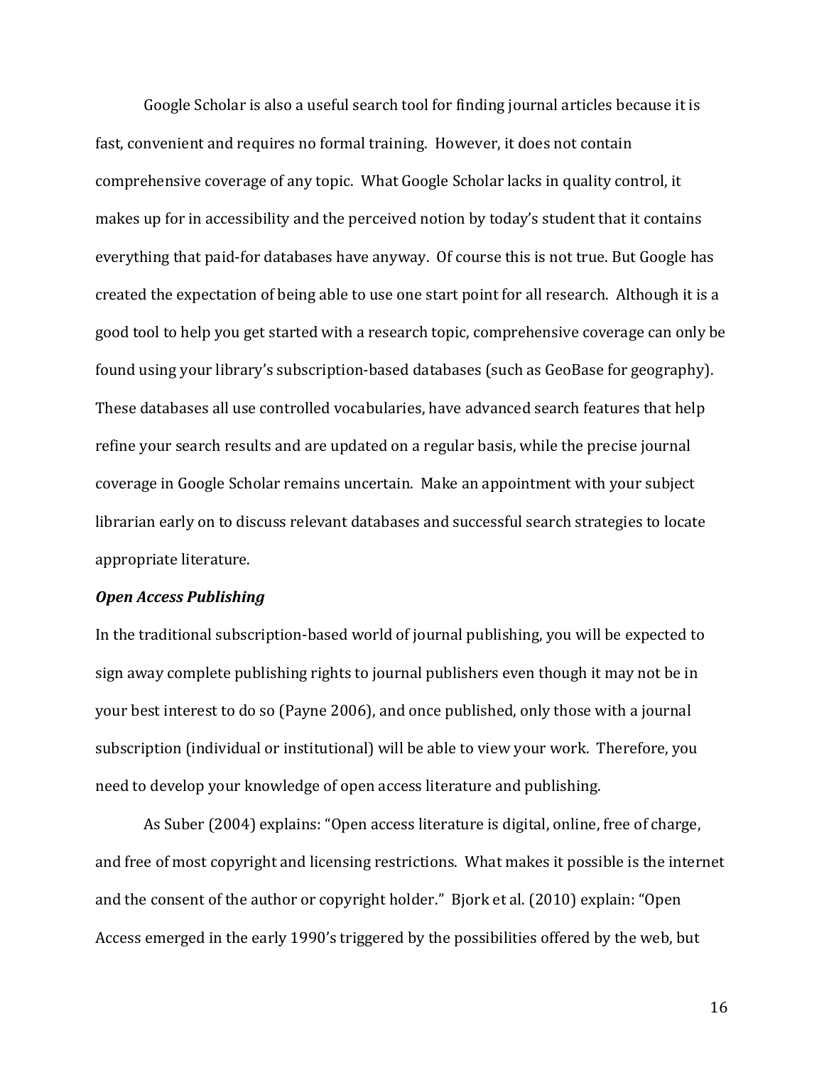Google Scholar is also a useful search tool for finding journal articles because it is fast, convenient and requires no formal training. However, it does not contain comprehensive coverage of any topic. What Google Scholar lacks in quality control, it makes up for in accessibility and the perceived notion by today's student that it contains everything that paid-for databases have anyway. Of course this is not true. But Google has created the expectation of being able to use one start point for all research. Although it is a good tool to help you get started with a research topic, comprehensive coverage can only be found using your library's subscription-based databases (such as GeoBase for geography). These databases all use controlled vocabularies, have advanced search features that help refine your search results and are updated on a regular basis, while the precise journal coverage in Google Scholar remains uncertain. Make an appointment with your subject librarian early on to discuss relevant databases and successful search strategies to locate appropriate literature.

***Open Access Publishing***

In the traditional subscription-based world of journal publishing, you will be expected to sign away complete publishing rights to journal publishers even though it may not be in your best interest to do so (Payne 2006), and once published, only those with a journal subscription (individual or institutional) will be able to view your work. Therefore, you need to develop your knowledge of open access literature and publishing.

As Suber (2004) explains: "Open access literature is digital, online, free of charge, and free of most copyright and licensing restrictions. What makes it possible is the internet and the consent of the author or copyright holder." Bjork et al. (2010) explain: "Open Access emerged in the early 1990's triggered by the possibilities offered by the web, but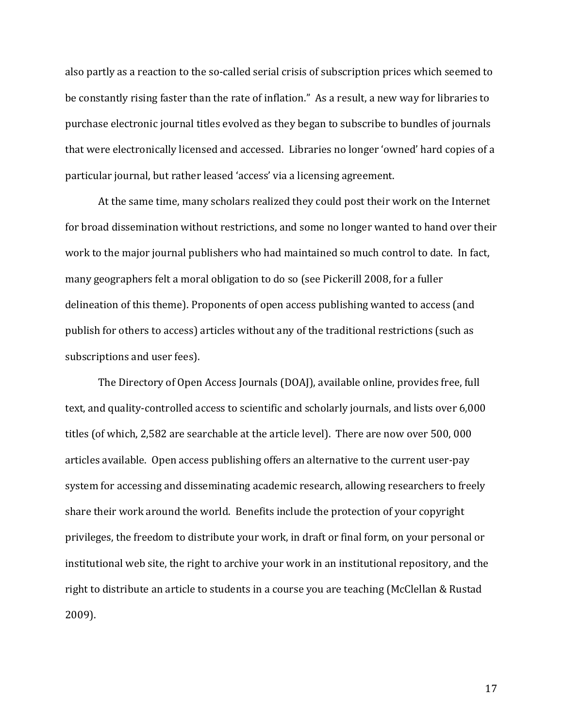also partly as a reaction to the so-called serial crisis of subscription prices which seemed to be constantly rising faster than the rate of inflation." As a result, a new way for libraries to purchase electronic journal titles evolved as they began to subscribe to bundles of journals that were electronically licensed and accessed. Libraries no longer 'owned' hard copies of a particular journal, but rather leased 'access' via a licensing agreement.

At the same time, many scholars realized they could post their work on the Internet for broad dissemination without restrictions, and some no longer wanted to hand over their work to the major journal publishers who had maintained so much control to date. In fact, many geographers felt a moral obligation to do so (see Pickerill 2008, for a fuller delineation of this theme). Proponents of open access publishing wanted to access (and publish for others to access) articles without any of the traditional restrictions (such as subscriptions and user fees).

The Directory of Open Access Journals (DOAJ), available online, provides free, full text, and quality-controlled access to scientific and scholarly journals, and lists over 6,000 titles (of which, 2,582 are searchable at the article level). There are now over 500, 000 articles available. Open access publishing offers an alternative to the current user-pay system for accessing and disseminating academic research, allowing researchers to freely share their work around the world. Benefits include the protection of your copyright privileges, the freedom to distribute your work, in draft or final form, on your personal or institutional web site, the right to archive your work in an institutional repository, and the right to distribute an article to students in a course you are teaching (McClellan & Rustad 2009).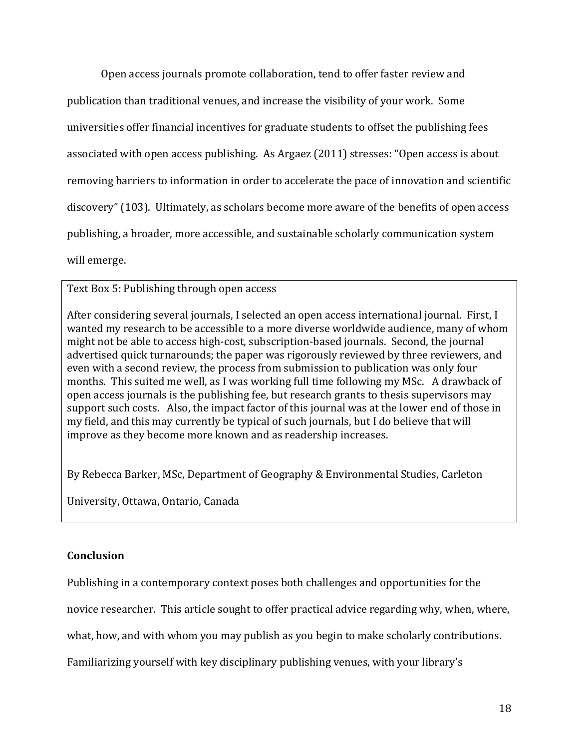Open access journals promote collaboration, tend to offer faster review and publication than traditional venues, and increase the visibility of your work. Some universities offer financial incentives for graduate students to offset the publishing fees associated with open access publishing. As Argaez (2011) stresses: "Open access is about removing barriers to information in order to accelerate the pace of innovation and scientific discovery" (103). Ultimately, as scholars become more aware of the benefits of open access publishing, a broader, more accessible, and sustainable scholarly communication system will emerge.

> Text Box 5: Publishing through open access
>
> After considering several journals, I selected an open access international journal. First, I wanted my research to be accessible to a more diverse worldwide audience, many of whom might not be able to access high-cost, subscription-based journals. Second, the journal advertised quick turnarounds; the paper was rigorously reviewed by three reviewers, and even with a second review, the process from submission to publication was only four months. This suited me well, as I was working full time following my MSc. A drawback of open access journals is the publishing fee, but research grants to thesis supervisors may support such costs. Also, the impact factor of this journal was at the lower end of those in my field, and this may currently be typical of such journals, but I do believe that will improve as they become more known and as readership increases.
>
> By Rebecca Barker, MSc, Department of Geography & Environmental Studies, Carleton University, Ottawa, Ontario, Canada

## Conclusion

Publishing in a contemporary context poses both challenges and opportunities for the novice researcher. This article sought to offer practical advice regarding why, when, where, what, how, and with whom you may publish as you begin to make scholarly contributions. Familiarizing yourself with key disciplinary publishing venues, with your library's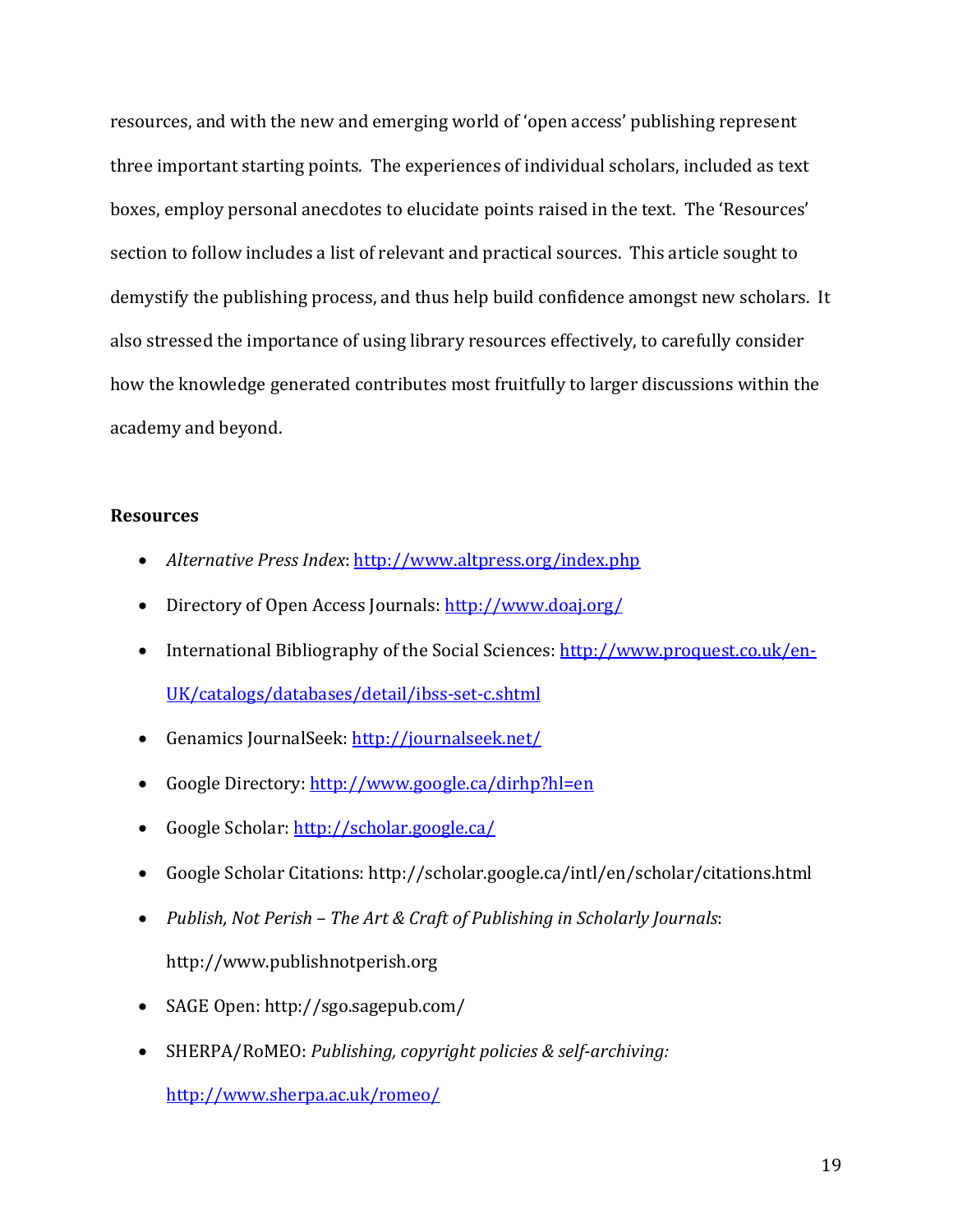resources, and with the new and emerging world of 'open access' publishing represent three important starting points. The experiences of individual scholars, included as text boxes, employ personal anecdotes to elucidate points raised in the text. The 'Resources' section to follow includes a list of relevant and practical sources. This article sought to demystify the publishing process, and thus help build confidence amongst new scholars. It also stressed the importance of using library resources effectively, to carefully consider how the knowledge generated contributes most fruitfully to larger discussions within the academy and beyond.

## Resources

- *Alternative Press Index*: http://www.altpress.org/index.php
- Directory of Open Access Journals: http://www.doaj.org/
- International Bibliography of the Social Sciences: http://www.proquest.co.uk/en-UK/catalogs/databases/detail/ibss-set-c.shtml
- Genamics JournalSeek: http://journalseek.net/
- Google Directory: http://www.google.ca/dirhp?hl=en
- Google Scholar: http://scholar.google.ca/
- Google Scholar Citations: http://scholar.google.ca/intl/en/scholar/citations.html
- *Publish, Not Perish – The Art & Craft of Publishing in Scholarly Journals*: http://www.publishnotperish.org
- SAGE Open: http://sgo.sagepub.com/
- SHERPA/RoMEO: *Publishing, copyright policies & self-archiving:* http://www.sherpa.ac.uk/romeo/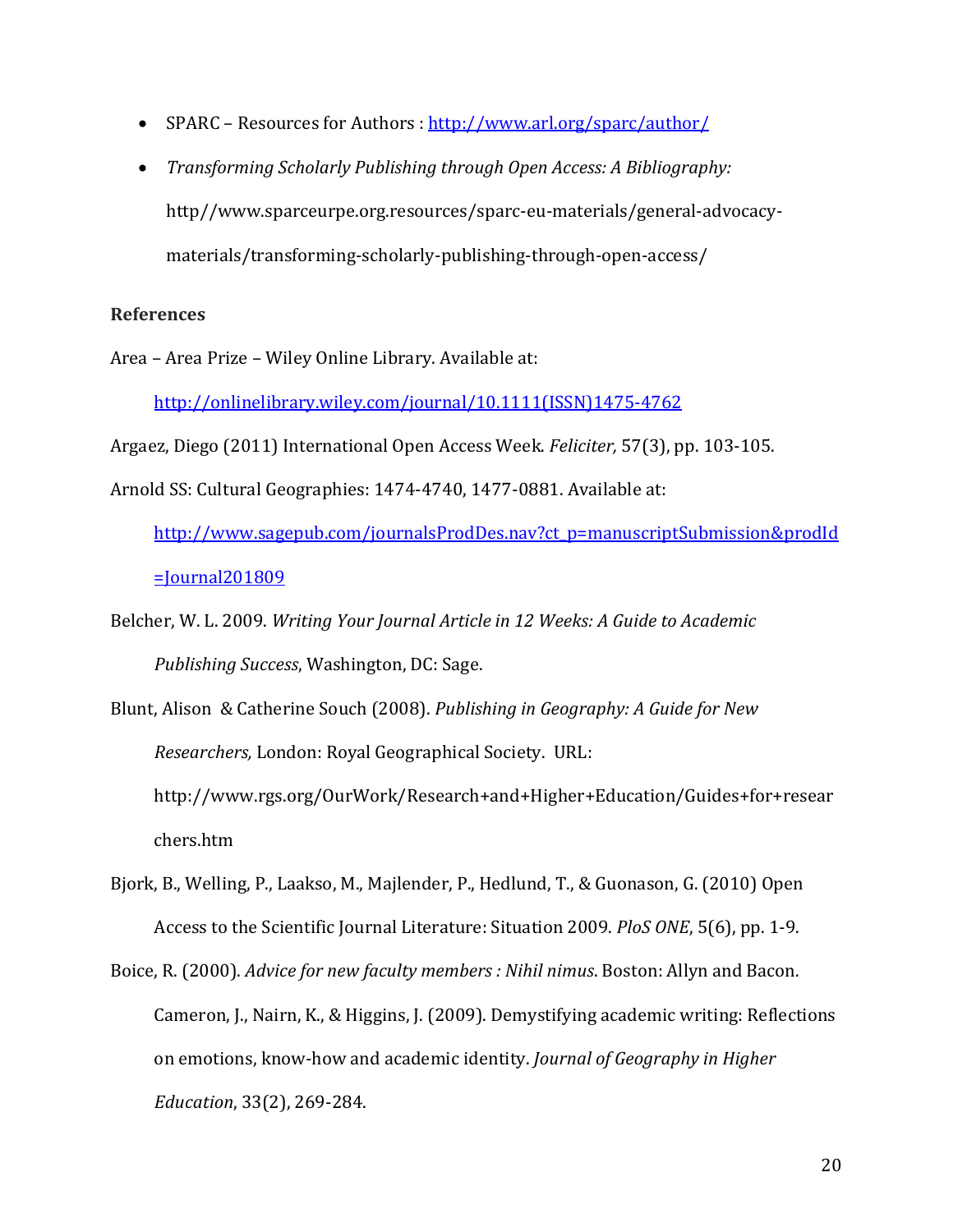- SPARC – Resources for Authors : http://www.arl.org/sparc/author/
- *Transforming Scholarly Publishing through Open Access: A Bibliography:* http//www.sparceurpe.org.resources/sparc-eu-materials/general-advocacy-materials/transforming-scholarly-publishing-through-open-access/

**References**

Area – Area Prize – Wiley Online Library. Available at: http://onlinelibrary.wiley.com/journal/10.1111(ISSN)1475-4762

Argaez, Diego (2011) International Open Access Week. *Feliciter,* 57(3), pp. 103-105.

Arnold SS: Cultural Geographies: 1474-4740, 1477-0881. Available at: http://www.sagepub.com/journalsProdDes.nav?ct_p=manuscriptSubmission&prodId=Journal201809

Belcher, W. L. 2009. *Writing Your Journal Article in 12 Weeks: A Guide to Academic Publishing Success*, Washington, DC: Sage.

Blunt, Alison & Catherine Souch (2008). *Publishing in Geography: A Guide for New Researchers,* London: Royal Geographical Society. URL: http://www.rgs.org/OurWork/Research+and+Higher+Education/Guides+for+researchers.htm

Bjork, B., Welling, P., Laakso, M., Majlender, P., Hedlund, T., & Guonason, G. (2010) Open Access to the Scientific Journal Literature: Situation 2009. *PloS ONE*, 5(6), pp. 1-9.

Boice, R. (2000). *Advice for new faculty members : Nihil nimus*. Boston: Allyn and Bacon.

Cameron, J., Nairn, K., & Higgins, J. (2009). Demystifying academic writing: Reflections on emotions, know-how and academic identity. *Journal of Geography in Higher Education*, 33(2), 269-284.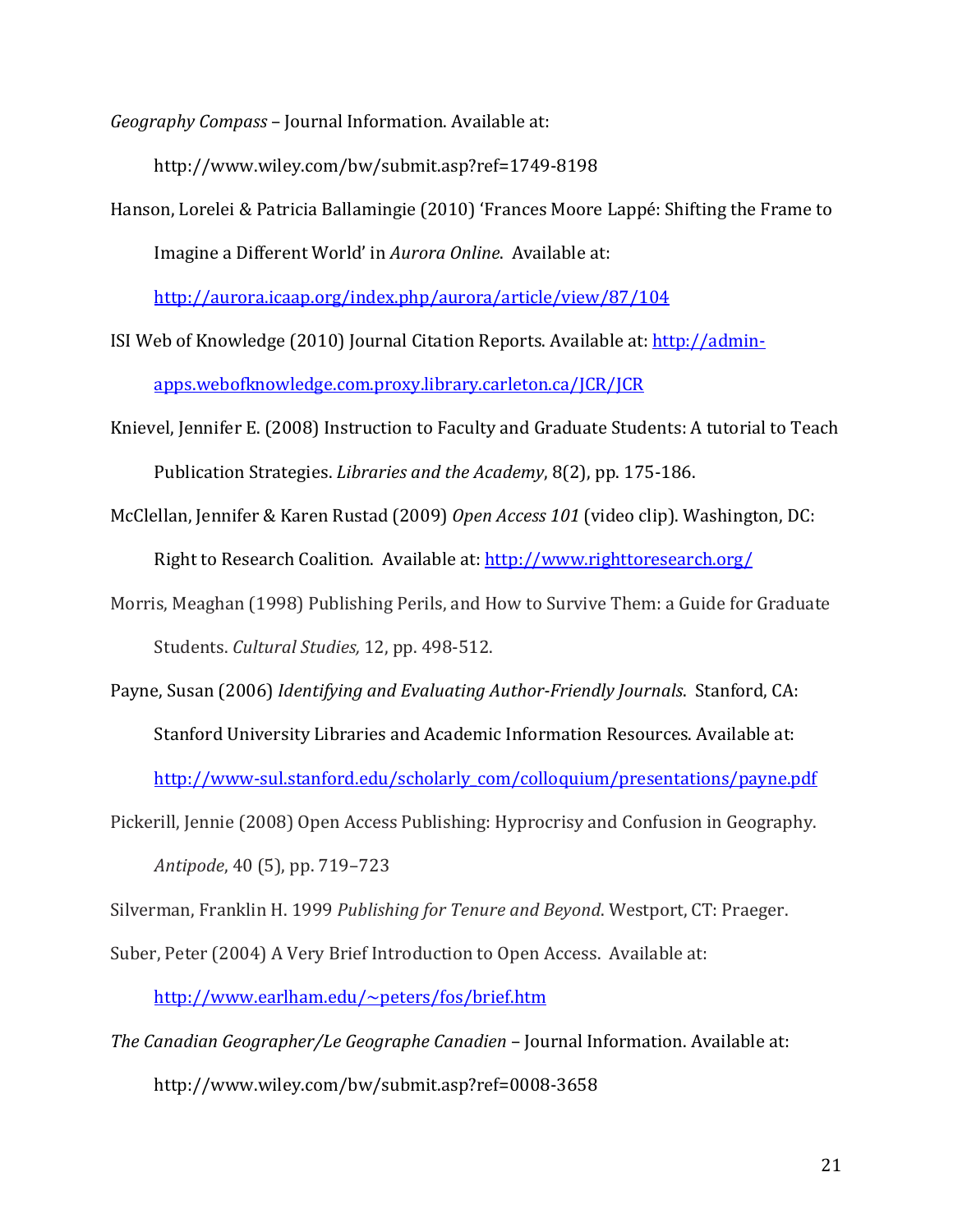*Geography Compass* – Journal Information. Available at:

http://www.wiley.com/bw/submit.asp?ref=1749-8198

Hanson, Lorelei & Patricia Ballamingie (2010) 'Frances Moore Lappé: Shifting the Frame to Imagine a Different World' in *Aurora Online*. Available at: http://aurora.icaap.org/index.php/aurora/article/view/87/104

ISI Web of Knowledge (2010) Journal Citation Reports. Available at: http://admin-apps.webofknowledge.com.proxy.library.carleton.ca/JCR/JCR

Knievel, Jennifer E. (2008) Instruction to Faculty and Graduate Students: A tutorial to Teach Publication Strategies. *Libraries and the Academy*, 8(2), pp. 175-186.

McClellan, Jennifer & Karen Rustad (2009) *Open Access 101* (video clip). Washington, DC: Right to Research Coalition. Available at: http://www.righttoresearch.org/

Morris, Meaghan (1998) Publishing Perils, and How to Survive Them: a Guide for Graduate Students. *Cultural Studies,* 12, pp. 498-512.

Payne, Susan (2006) *Identifying and Evaluating Author-Friendly Journals*. Stanford, CA: Stanford University Libraries and Academic Information Resources. Available at: http://www-sul.stanford.edu/scholarly_com/colloquium/presentations/payne.pdf

Pickerill, Jennie (2008) Open Access Publishing: Hyprocrisy and Confusion in Geography. *Antipode*, 40 (5), pp. 719–723

Silverman, Franklin H. 1999 *Publishing for Tenure and Beyond*. Westport, CT: Praeger.

Suber, Peter (2004) A Very Brief Introduction to Open Access. Available at: http://www.earlham.edu/~peters/fos/brief.htm

*The Canadian Geographer/Le Geographe Canadien* – Journal Information. Available at:

http://www.wiley.com/bw/submit.asp?ref=0008-3658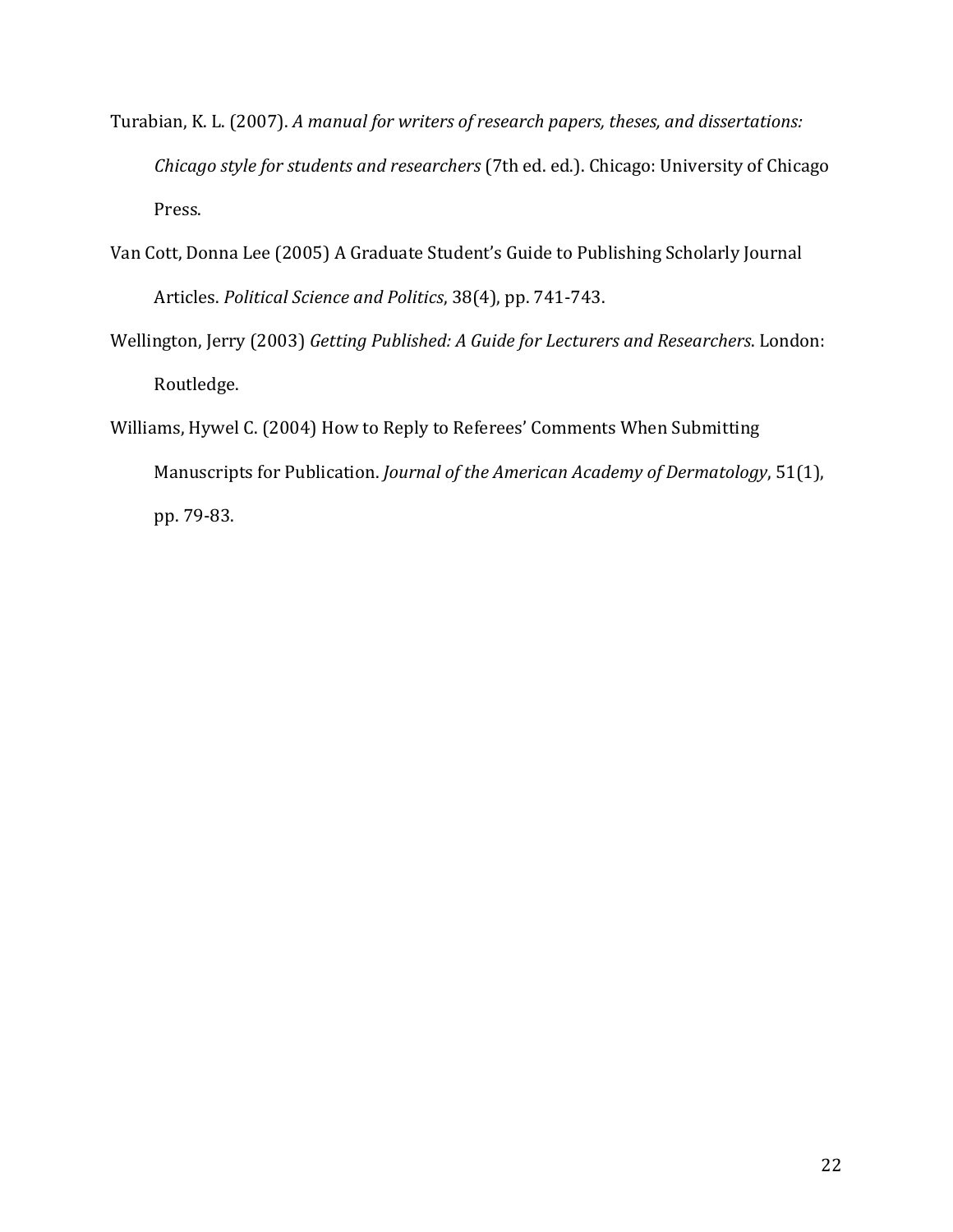Turabian, K. L. (2007). *A manual for writers of research papers, theses, and dissertations: Chicago style for students and researchers* (7th ed. ed.). Chicago: University of Chicago Press.

Van Cott, Donna Lee (2005) A Graduate Student's Guide to Publishing Scholarly Journal Articles. *Political Science and Politics*, 38(4), pp. 741-743.

Wellington, Jerry (2003) *Getting Published: A Guide for Lecturers and Researchers*. London: Routledge.

Williams, Hywel C. (2004) How to Reply to Referees' Comments When Submitting Manuscripts for Publication. *Journal of the American Academy of Dermatology*, 51(1), pp. 79-83.